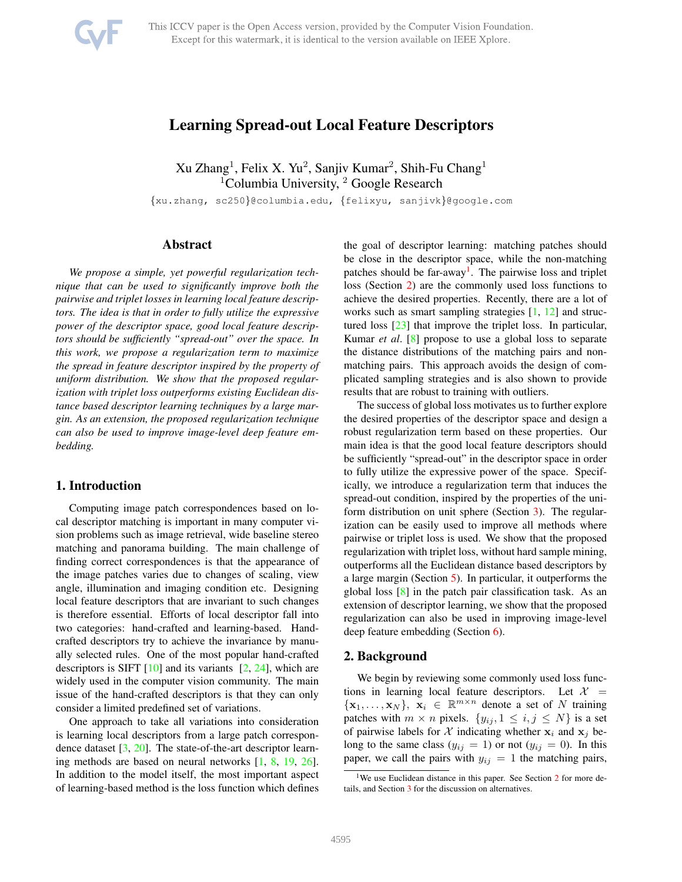# Learning Spread-out Local Feature Descriptors

Xu Zhang[1], Felix X. Yu[2], Sanjiv Kumar[2], Shih-Fu Chang[1]
[1]Columbia University, [2] Google Research

{xu.zhang, sc250}@columbia.edu, {felixyu, sanjivk}@google.com

## Abstract

*We propose a simple, yet powerful regularization technique that can be used to significantly improve both the pairwise and triplet losses in learning local feature descriptors. The idea is that in order to fully utilize the expressive power of the descriptor space, good local feature descriptors should be sufficiently "spread-out" over the space. In this work, we propose a regularization term to maximize the spread in feature descriptor inspired by the property of uniform distribution. We show that the proposed regularization with triplet loss outperforms existing Euclidean distance based descriptor learning techniques by a large margin. As an extension, the proposed regularization technique can also be used to improve image-level deep feature embedding.*

## 1. Introduction

Computing image patch correspondences based on local descriptor matching is important in many computer vision problems such as image retrieval, wide baseline stereo matching and panorama building. The main challenge of finding correct correspondences is that the appearance of the image patches varies due to changes of scaling, view angle, illumination and imaging condition etc. Designing local feature descriptors that are invariant to such changes is therefore essential. Efforts of local descriptor fall into two categories: hand-crafted and learning-based. Hand-crafted descriptors try to achieve the invariance by manually selected rules. One of the most popular hand-crafted descriptors is SIFT [10] and its variants [2, 24], which are widely used in the computer vision community. The main issue of the hand-crafted descriptors is that they can only consider a limited predefined set of variations.

One approach to take all variations into consideration is learning local descriptors from a large patch correspondence dataset [3, 20]. The state-of-the-art descriptor learning methods are based on neural networks [1, 8, 19, 26]. In addition to the model itself, the most important aspect of learning-based method is the loss function which defines the goal of descriptor learning: matching patches should be close in the descriptor space, while the non-matching patches should be far-away[1]. The pairwise loss and triplet loss (Section 2) are the commonly used loss functions to achieve the desired properties. Recently, there are a lot of works such as smart sampling strategies [1, 12] and structured loss [23] that improve the triplet loss. In particular, Kumar *et al*. [8] propose to use a global loss to separate the distance distributions of the matching pairs and non-matching pairs. This approach avoids the design of complicated sampling strategies and is also shown to provide results that are robust to training with outliers.

The success of global loss motivates us to further explore the desired properties of the descriptor space and design a robust regularization term based on these properties. Our main idea is that the good local feature descriptors should be sufficiently "spread-out" in the descriptor space in order to fully utilize the expressive power of the space. Specifically, we introduce a regularization term that induces the spread-out condition, inspired by the properties of the uniform distribution on unit sphere (Section 3). The regularization can be easily used to improve all methods where pairwise or triplet loss is used. We show that the proposed regularization with triplet loss, without hard sample mining, outperforms all the Euclidean distance based descriptors by a large margin (Section 5). In particular, it outperforms the global loss [8] in the patch pair classification task. As an extension of descriptor learning, we show that the proposed regularization can also be used in improving image-level deep feature embedding (Section 6).

## 2. Background

We begin by reviewing some commonly used loss functions in learning local feature descriptors. Let $\mathcal{X} = \{\mathbf{x}_1, \dots, \mathbf{x}_N\}$, $\mathbf{x}_i \in \mathbb{R}^{m \times n}$ denote a set of $N$ training patches with $m \times n$ pixels. $\{y_{ij}, 1 \leq i, j \leq N\}$ is a set of pairwise labels for $\mathcal{X}$ indicating whether $\mathbf{x}_i$ and $\mathbf{x}_j$ belong to the same class ($y_{ij} = 1$) or not ($y_{ij} = 0$). In this paper, we call the pairs with $y_{ij} = 1$ the matching pairs,

[1]We use Euclidean distance in this paper. See Section 2 for more details, and Section 3 for the discussion on alternatives.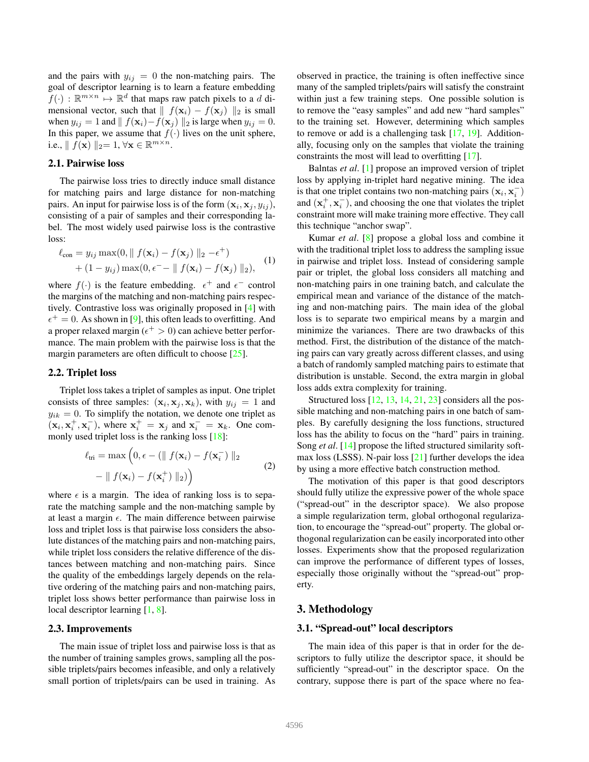and the pairs with $y_{ij} = 0$ the non-matching pairs. The goal of descriptor learning is to learn a feature embedding $f(\cdot) : \mathbb{R}^{m \times n} \mapsto \mathbb{R}^d$ that maps raw patch pixels to a $d$ dimensional vector, such that $\| f(\mathbf{x}_i) - f(\mathbf{x}_j) \|_2$ is small when $y_{ij} = 1$ and $\| f(\mathbf{x}_i) - f(\mathbf{x}_j) \|_2$ is large when $y_{ij} = 0$. In this paper, we assume that $f(\cdot)$ lives on the unit sphere, i.e., $\| f(\mathbf{x}) \|_2 = 1, \forall \mathbf{x} \in \mathbb{R}^{m \times n}$.

### 2.1. Pairwise loss

The pairwise loss tries to directly induce small distance for matching pairs and large distance for non-matching pairs. An input for pairwise loss is of the form $(\mathbf{x}_i, \mathbf{x}_j, y_{ij})$, consisting of a pair of samples and their corresponding label. The most widely used pairwise loss is the contrastive loss:

$$
\begin{aligned}
\ell_{\text{con}} = &\, y_{ij} \max(0, \| f(\mathbf{x}_i) - f(\mathbf{x}_j) \|_2 - \epsilon^+) \\
&+ (1 - y_{ij}) \max(0, \epsilon^- - \| f(\mathbf{x}_i) - f(\mathbf{x}_j) \|_2),
\end{aligned} \tag{1}
$$

where $f(\cdot)$ is the feature embedding. $\epsilon^+$ and $\epsilon^-$ control the margins of the matching and non-matching pairs respectively. Contrastive loss was originally proposed in [4] with $\epsilon^+ = 0$. As shown in [9], this often leads to overfitting. And a proper relaxed margin ($\epsilon^+ > 0$) can achieve better performance. The main problem with the pairwise loss is that the margin parameters are often difficult to choose [25].

### 2.2. Triplet loss

Triplet loss takes a triplet of samples as input. One triplet consists of three samples: $(\mathbf{x}_i, \mathbf{x}_j, \mathbf{x}_k)$, with $y_{ij} = 1$ and $y_{ik} = 0$. To simplify the notation, we denote one triplet as $(\mathbf{x}_i, \mathbf{x}_i^+, \mathbf{x}_i^-)$, where $\mathbf{x}_i^+ = \mathbf{x}_j$ and $\mathbf{x}_i^- = \mathbf{x}_k$. One commonly used triplet loss is the ranking loss [18]:

$$
\begin{aligned}
\ell_{\text{tri}} = \max \Big(0, \epsilon - (&\| f(\mathbf{x}_i) - f(\mathbf{x}_i^-) \|_2 \\
&- \| f(\mathbf{x}_i) - f(\mathbf{x}_i^+) \|_2)\Big)
\end{aligned} \tag{2}
$$

where $\epsilon$ is a margin. The idea of ranking loss is to separate the matching sample and the non-matching sample by at least a margin $\epsilon$. The main difference between pairwise loss and triplet loss is that pairwise loss considers the absolute distances of the matching pairs and non-matching pairs, while triplet loss considers the relative difference of the distances between matching and non-matching pairs. Since the quality of the embeddings largely depends on the relative ordering of the matching pairs and non-matching pairs, triplet loss shows better performance than pairwise loss in local descriptor learning [1, 8].

### 2.3. Improvements

The main issue of triplet loss and pairwise loss is that as the number of training samples grows, sampling all the possible triplets/pairs becomes infeasible, and only a relatively small portion of triplets/pairs can be used in training. As observed in practice, the training is often ineffective since many of the sampled triplets/pairs will satisfy the constraint within just a few training steps. One possible solution is to remove the "easy samples" and add new "hard samples" to the training set. However, determining which samples to remove or add is a challenging task [17, 19]. Additionally, focusing only on the samples that violate the training constraints the most will lead to overfitting [17].

Balntas *et al*. [1] propose an improved version of triplet loss by applying in-triplet hard negative mining. The idea is that one triplet contains two non-matching pairs $(\mathbf{x}_i, \mathbf{x}_i^-)$ and $(\mathbf{x}_i^+, \mathbf{x}_i^-)$, and choosing the one that violates the triplet constraint more will make training more effective. They call this technique "anchor swap".

Kumar *et al*. [8] propose a global loss and combine it with the traditional triplet loss to address the sampling issue in pairwise and triplet loss. Instead of considering sample pair or triplet, the global loss considers all matching and non-matching pairs in one training batch, and calculate the empirical mean and variance of the distance of the matching and non-matching pairs. The main idea of the global loss is to separate two empirical means by a margin and minimize the variances. There are two drawbacks of this method. First, the distribution of the distance of the matching pairs can vary greatly across different classes, and using a batch of randomly sampled matching pairs to estimate that distribution is unstable. Second, the extra margin in global loss adds extra complexity for training.

Structured loss [12, 13, 14, 21, 23] considers all the possible matching and non-matching pairs in one batch of samples. By carefully designing the loss functions, structured loss has the ability to focus on the "hard" pairs in training. Song *et al*. [14] propose the lifted structured similarity softmax loss (LSSS). N-pair loss [21] further develops the idea by using a more effective batch construction method.

The motivation of this paper is that good descriptors should fully utilize the expressive power of the whole space ("spread-out" in the descriptor space). We also propose a simple regularization term, global orthogonal regularization, to encourage the "spread-out" property. The global orthogonal regularization can be easily incorporated into other losses. Experiments show that the proposed regularization can improve the performance of different types of losses, especially those originally without the "spread-out" property.

## 3. Methodology

### 3.1. "Spread-out" local descriptors

The main idea of this paper is that in order for the descriptors to fully utilize the descriptor space, it should be sufficiently "spread-out" in the descriptor space. On the contrary, suppose there is part of the space where no fea-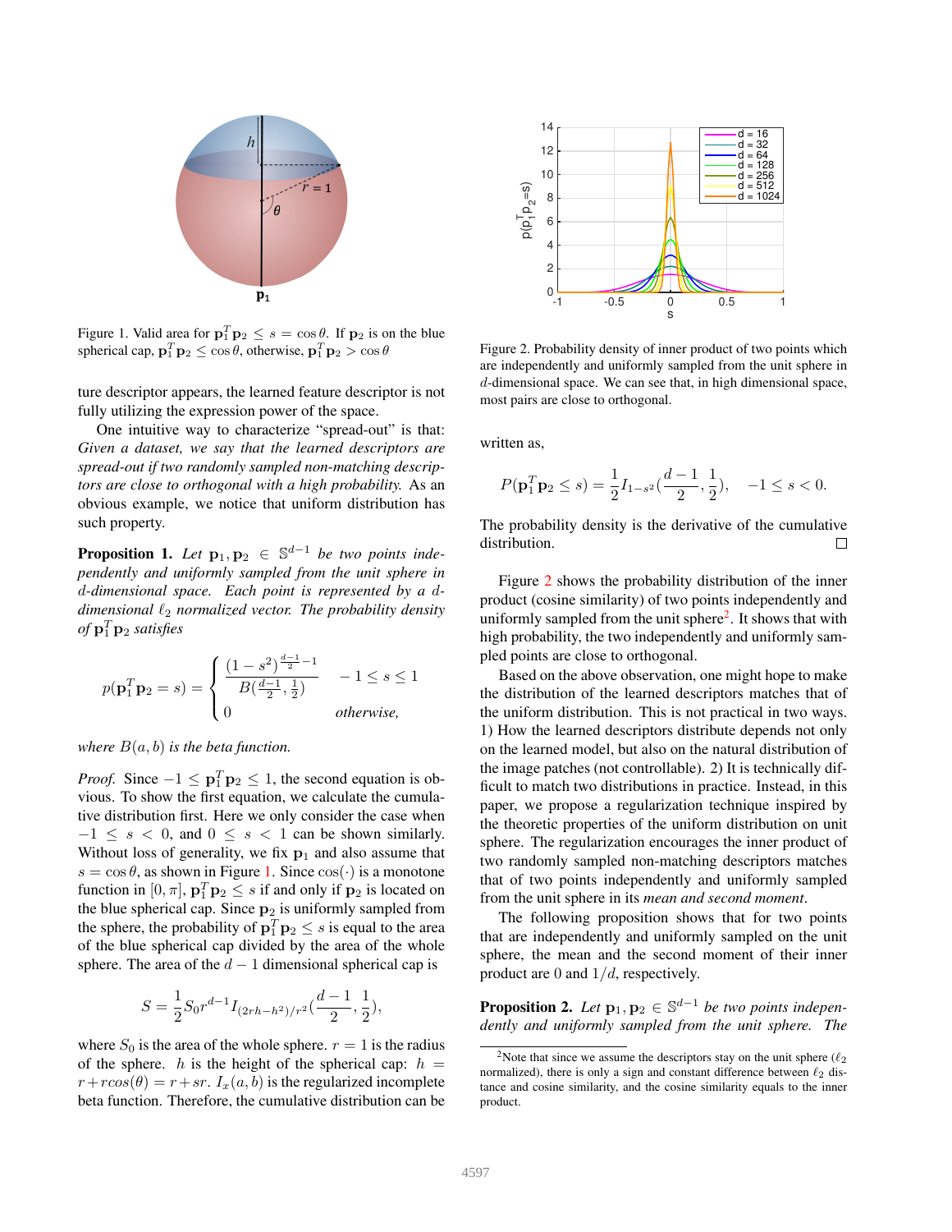Figure 1. Valid area for $\mathbf{p}_1^T \mathbf{p}_2 \le s = \cos\theta$. If $\mathbf{p}_2$ is on the blue spherical cap, $\mathbf{p}_1^T \mathbf{p}_2 \le \cos\theta$, otherwise, $\mathbf{p}_1^T \mathbf{p}_2 > \cos\theta$

ture descriptor appears, the learned feature descriptor is not fully utilizing the expression power of the space.

One intuitive way to characterize "spread-out" is that: *Given a dataset, we say that the learned descriptors are spread-out if two randomly sampled non-matching descriptors are close to orthogonal with a high probability.* As an obvious example, we notice that uniform distribution has such property.

**Proposition 1.** *Let $\mathbf{p}_1, \mathbf{p}_2 \in \mathbb{S}^{d-1}$ be two points independently and uniformly sampled from the unit sphere in $d$-dimensional space. Each point is represented by a $d$-dimensional $\ell_2$ normalized vector. The probability density of $\mathbf{p}_1^T \mathbf{p}_2$ satisfies*

$$p(\mathbf{p}_1^T \mathbf{p}_2 = s) = \begin{cases} \dfrac{(1-s^2)^{\frac{d-1}{2}-1}}{B(\frac{d-1}{2}, \frac{1}{2})} & -1 \le s \le 1 \\ 0 & \textit{otherwise,} \end{cases}$$

*where $B(a, b)$ is the beta function.*

*Proof.* Since $-1 \le \mathbf{p}_1^T \mathbf{p}_2 \le 1$, the second equation is obvious. To show the first equation, we calculate the cumulative distribution first. Here we only consider the case when $-1 \le s < 0$, and $0 \le s < 1$ can be shown similarly. Without loss of generality, we fix $\mathbf{p}_1$ and also assume that $s = \cos\theta$, as shown in Figure 1. Since $\cos(\cdot)$ is a monotone function in $[0, \pi]$, $\mathbf{p}_1^T \mathbf{p}_2 \le s$ if and only if $\mathbf{p}_2$ is located on the blue spherical cap. Since $\mathbf{p}_2$ is uniformly sampled from the sphere, the probability of $\mathbf{p}_1^T \mathbf{p}_2 \le s$ is equal to the area of the blue spherical cap divided by the area of the whole sphere. The area of the $d-1$ dimensional spherical cap is

$$S = \frac{1}{2} S_0 r^{d-1} I_{(2rh-h^2)/r^2}\left(\frac{d-1}{2}, \frac{1}{2}\right),$$

where $S_0$ is the area of the whole sphere. $r = 1$ is the radius of the sphere. $h$ is the height of the spherical cap: $h = r + r\cos(\theta) = r + sr$. $I_x(a, b)$ is the regularized incomplete beta function. Therefore, the cumulative distribution can be written as,

$$P(\mathbf{p}_1^T \mathbf{p}_2 \le s) = \frac{1}{2} I_{1-s^2}\left(\frac{d-1}{2}, \frac{1}{2}\right), \quad -1 \le s < 0.$$

The probability density is the derivative of the cumulative distribution. □

Figure 2. Probability density of inner product of two points which are independently and uniformly sampled from the unit sphere in $d$-dimensional space. We can see that, in high dimensional space, most pairs are close to orthogonal.

Figure 2 shows the probability distribution of the inner product (cosine similarity) of two points independently and uniformly sampled from the unit sphere[2]. It shows that with high probability, the two independently and uniformly sampled points are close to orthogonal.

Based on the above observation, one might hope to make the distribution of the learned descriptors matches that of the uniform distribution. This is not practical in two ways. 1) How the learned descriptors distribute depends not only on the learned model, but also on the natural distribution of the image patches (not controllable). 2) It is technically difficult to match two distributions in practice. Instead, in this paper, we propose a regularization technique inspired by the theoretic properties of the uniform distribution on unit sphere. The regularization encourages the inner product of two randomly sampled non-matching descriptors matches that of two points independently and uniformly sampled from the unit sphere in its *mean and second moment*.

The following proposition shows that for two points that are independently and uniformly sampled on the unit sphere, the mean and the second moment of their inner product are $0$ and $1/d$, respectively.

**Proposition 2.** *Let $\mathbf{p}_1, \mathbf{p}_2 \in \mathbb{S}^{d-1}$ be two points independently and uniformly sampled from the unit sphere. The*

[2] Note that since we assume the descriptors stay on the unit sphere ($\ell_2$ normalized), there is only a sign and constant difference between $\ell_2$ distance and cosine similarity, and the cosine similarity equals to the inner product.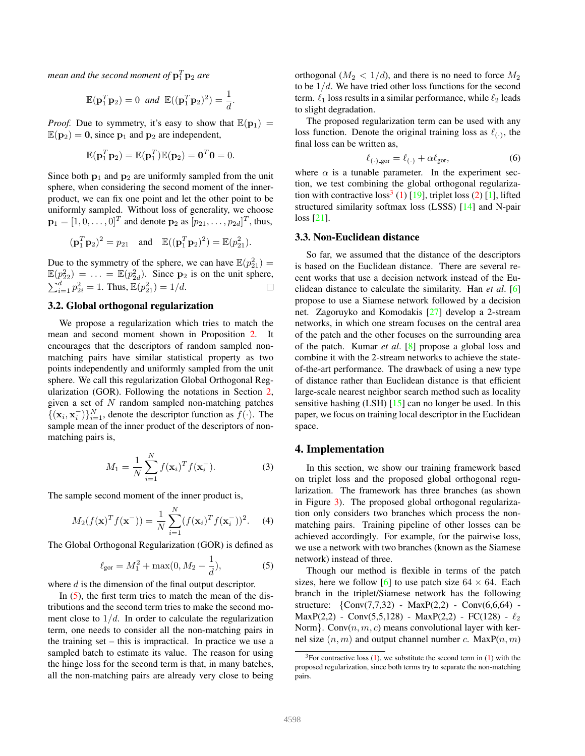*mean and the second moment of* $\mathbf{p}_1^T\mathbf{p}_2$ *are*

$$\mathbb{E}(\mathbf{p}_1^T\mathbf{p}_2) = 0 \ \ \textit{and} \ \ \mathbb{E}((\mathbf{p}_1^T\mathbf{p}_2)^2) = \frac{1}{d}.$$

*Proof.* Due to symmetry, it's easy to show that $\mathbb{E}(\mathbf{p}_1) = \mathbb{E}(\mathbf{p}_2) = \mathbf{0}$, since $\mathbf{p}_1$ and $\mathbf{p}_2$ are independent,

$$\mathbb{E}(\mathbf{p}_1^T\mathbf{p}_2) = \mathbb{E}(\mathbf{p}_1^T)\mathbb{E}(\mathbf{p}_2) = \mathbf{0}^T\mathbf{0} = 0.$$

Since both $\mathbf{p}_1$ and $\mathbf{p}_2$ are uniformly sampled from the unit sphere, when considering the second moment of the inner-product, we can fix one point and let the other point to be uniformly sampled. Without loss of generality, we choose $\mathbf{p}_1 = [1, 0, \ldots, 0]^T$ and denote $\mathbf{p}_2$ as $[p_{21}, \ldots, p_{2d}]^T$, thus,

$$(\mathbf{p}_1^T\mathbf{p}_2)^2 = p_{21} \quad \text{and} \quad \mathbb{E}((\mathbf{p}_1^T\mathbf{p}_2)^2) = \mathbb{E}(p_{21}^2).$$

Due to the symmetry of the sphere, we can have $\mathbb{E}(p_{21}^2) = \mathbb{E}(p_{22}^2) = \ldots = \mathbb{E}(p_{2d}^2)$. Since $\mathbf{p}_2$ is on the unit sphere, $\sum_{i=1}^d p_{2i}^2 = 1$. Thus, $\mathbb{E}(p_{21}^2) = 1/d$. □

### 3.2. Global orthogonal regularization

We propose a regularization which tries to match the mean and second moment shown in Proposition 2. It encourages that the descriptors of random sampled non-matching pairs have similar statistical property as two points independently and uniformly sampled from the unit sphere. We call this regularization Global Orthogonal Regularization (GOR). Following the notations in Section 2, given a set of $N$ random sampled non-matching patches $\{(\mathbf{x}_i, \mathbf{x}_i^-)\}_{i=1}^N$, denote the descriptor function as $f(\cdot)$. The sample mean of the inner product of the descriptors of non-matching pairs is,

$$M_1 = \frac{1}{N}\sum_{i=1}^{N} f(\mathbf{x}_i)^T f(\mathbf{x}_i^-). \tag{3}$$

The sample second moment of the inner product is,

$$M_2(f(\mathbf{x})^T f(\mathbf{x}^-)) = \frac{1}{N}\sum_{i=1}^{N}(f(\mathbf{x}_i)^T f(\mathbf{x}_i^-))^2. \tag{4}$$

The Global Orthogonal Regularization (GOR) is defined as

$$\ell_{\text{gor}} = M_1^2 + \max(0, M_2 - \frac{1}{d}), \tag{5}$$

where $d$ is the dimension of the final output descriptor.

In (5), the first term tries to match the mean of the distributions and the second term tries to make the second moment close to $1/d$. In order to calculate the regularization term, one needs to consider all the non-matching pairs in the training set – this is impractical. In practice we use a sampled batch to estimate its value. The reason for using the hinge loss for the second term is that, in many batches, all the non-matching pairs are already very close to being orthogonal ($M_2 < 1/d$), and there is no need to force $M_2$ to be $1/d$. We have tried other loss functions for the second term. $\ell_1$ loss results in a similar performance, while $\ell_2$ leads to slight degradation.

The proposed regularization term can be used with any loss function. Denote the original training loss as $\ell_{(\cdot)}$, the final loss can be written as,

$$\ell_{(\cdot)\text{\_gor}} = \ell_{(\cdot)} + \alpha\ell_{\text{gor}}, \tag{6}$$

where $\alpha$ is a tunable parameter. In the experiment section, we test combining the global orthogonal regularization with contractive loss[3] (1) [19], triplet loss (2) [1], lifted structured similarity softmax loss (LSSS) [14] and N-pair loss [21].

### 3.3. Non-Euclidean distance

So far, we assumed that the distance of the descriptors is based on the Euclidean distance. There are several recent works that use a decision network instead of the Euclidean distance to calculate the similarity. Han *et al*. [6] propose to use a Siamese network followed by a decision net. Zagoruyko and Komodakis [27] develop a 2-stream networks, in which one stream focuses on the central area of the patch and the other focuses on the surrounding area of the patch. Kumar *et al*. [8] propose a global loss and combine it with the 2-stream networks to achieve the state-of-the-art performance. The drawback of using a new type of distance rather than Euclidean distance is that efficient large-scale nearest neighbor search method such as locality sensitive hashing (LSH) [15] can no longer be used. In this paper, we focus on training local descriptor in the Euclidean space.

## 4. Implementation

In this section, we show our training framework based on triplet loss and the proposed global orthogonal regularization. The framework has three branches (as shown in Figure 3). The proposed global orthogonal regularization only considers two branches which process the non-matching pairs. Training pipeline of other losses can be achieved accordingly. For example, for the pairwise loss, we use a network with two branches (known as the Siamese network) instead of three.

Though our method is flexible in terms of the patch sizes, here we follow [6] to use patch size $64 \times 64$. Each branch in the triplet/Siamese network has the following structure: {Conv(7,7,32) - MaxP(2,2) - Conv(6,6,64) - MaxP(2,2) - Conv(5,5,128) - MaxP(2,2) - FC(128) - $\ell_2$ Norm}. Conv$(n, m, c)$ means convolutional layer with kernel size $(n, m)$ and output channel number $c$. MaxP$(n, m)$

[3] For contractive loss (1), we substitute the second term in (1) with the proposed regularization, since both terms try to separate the non-matching pairs.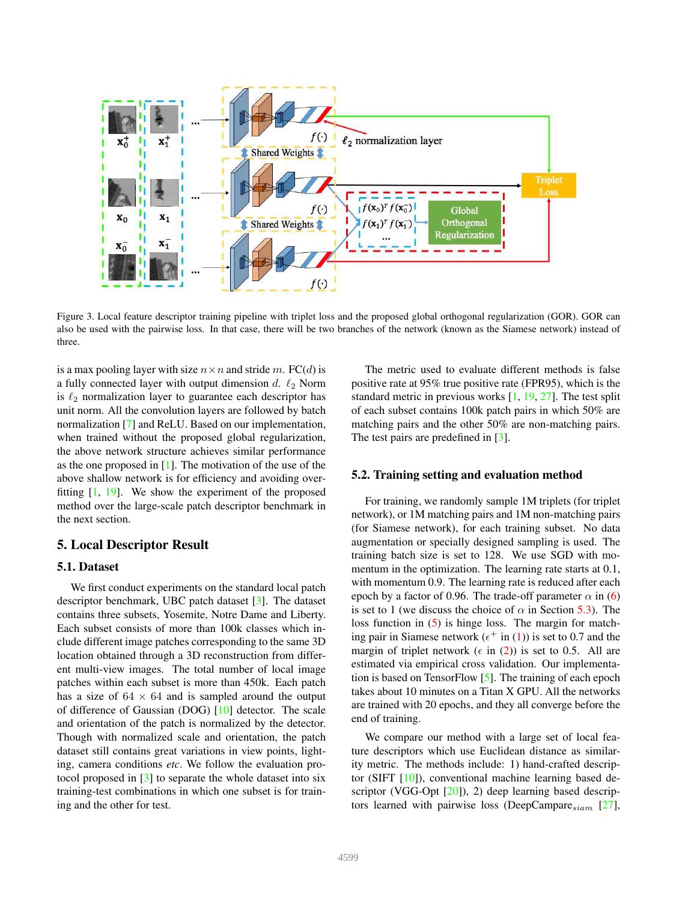Figure 3. Local feature descriptor training pipeline with triplet loss and the proposed global orthogonal regularization (GOR). GOR can also be used with the pairwise loss. In that case, there will be two branches of the network (known as the Siamese network) instead of three.

is a max pooling layer with size $n \times n$ and stride $m$. FC($d$) is a fully connected layer with output dimension $d$. $\ell_2$ Norm is $\ell_2$ normalization layer to guarantee each descriptor has unit norm. All the convolution layers are followed by batch normalization [7] and ReLU. Based on our implementation, when trained without the proposed global regularization, the above network structure achieves similar performance as the one proposed in [1]. The motivation of the use of the above shallow network is for efficiency and avoiding overfitting [1, 19]. We show the experiment of the proposed method over the large-scale patch descriptor benchmark in the next section.

## 5. Local Descriptor Result

### 5.1. Dataset

We first conduct experiments on the standard local patch descriptor benchmark, UBC patch dataset [3]. The dataset contains three subsets, Yosemite, Notre Dame and Liberty. Each subset consists of more than 100k classes which include different image patches corresponding to the same 3D location obtained through a 3D reconstruction from different multi-view images. The total number of local image patches within each subset is more than 450k. Each patch has a size of $64 \times 64$ and is sampled around the output of difference of Gaussian (DOG) [10] detector. The scale and orientation of the patch is normalized by the detector. Though with normalized scale and orientation, the patch dataset still contains great variations in view points, lighting, camera conditions *etc*. We follow the evaluation protocol proposed in [3] to separate the whole dataset into six training-test combinations in which one subset is for training and the other for test.

The metric used to evaluate different methods is false positive rate at 95% true positive rate (FPR95), which is the standard metric in previous works [1, 19, 27]. The test split of each subset contains 100k patch pairs in which 50% are matching pairs and the other 50% are non-matching pairs. The test pairs are predefined in [3].

### 5.2. Training setting and evaluation method

For training, we randomly sample 1M triplets (for triplet network), or 1M matching pairs and 1M non-matching pairs (for Siamese network), for each training subset. No data augmentation or specially designed sampling is used. The training batch size is set to 128. We use SGD with momentum in the optimization. The learning rate starts at 0.1, with momentum 0.9. The learning rate is reduced after each epoch by a factor of 0.96. The trade-off parameter $\alpha$ in (6) is set to 1 (we discuss the choice of $\alpha$ in Section 5.3). The loss function in (5) is hinge loss. The margin for matching pair in Siamese network ($\epsilon^+$ in (1)) is set to 0.7 and the margin of triplet network ($\epsilon$ in (2)) is set to 0.5. All are estimated via empirical cross validation. Our implementation is based on TensorFlow [5]. The training of each epoch takes about 10 minutes on a Titan X GPU. All the networks are trained with 20 epochs, and they all converge before the end of training.

We compare our method with a large set of local feature descriptors which use Euclidean distance as similarity metric. The methods include: 1) hand-crafted descriptor (SIFT [10]), conventional machine learning based descriptor (VGG-Opt [20]), 2) deep learning based descriptors learned with pairwise loss (DeepCampare$_{siam}$ [27],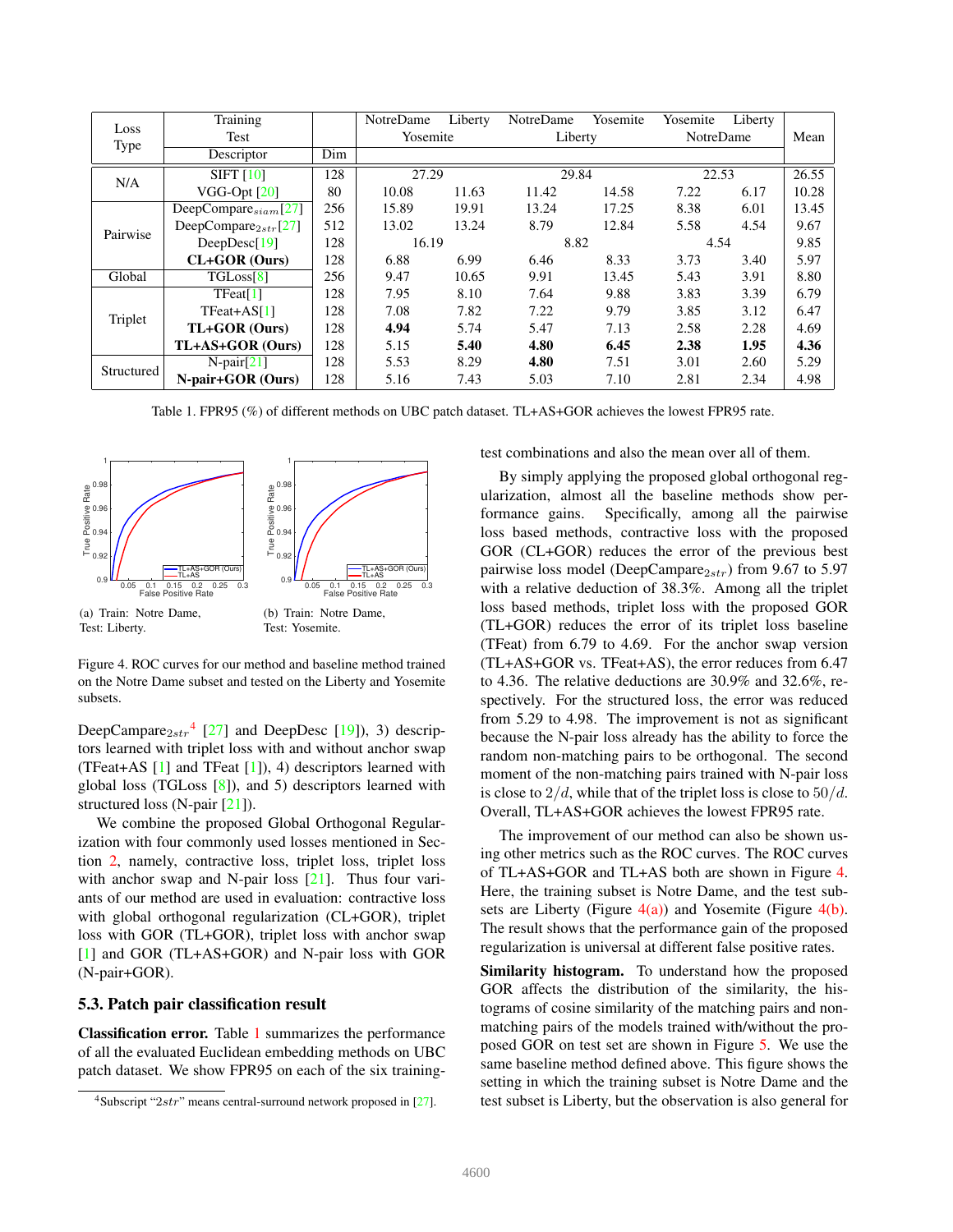| Loss Type | Training | | NotreDame | Liberty | NotreDame | Yosemite | Yosemite | Liberty | Mean |
|---|---|---|---|---|---|---|---|---|---|
| | Test | | Yosemite | | Liberty | | NotreDame | | |
| | Descriptor | Dim | | | | | | | |
| N/A | SIFT [10] | 128 | 27.29 | | 29.84 | | 22.53 | | 26.55 |
| | VGG-Opt [20] | 80 | 10.08 | 11.63 | 11.42 | 14.58 | 7.22 | 6.17 | 10.28 |
| Pairwise | DeepCompare$_{siam}$[27] | 256 | 15.89 | 19.91 | 13.24 | 17.25 | 8.38 | 6.01 | 13.45 |
| | DeepCompare$_{2str}$[27] | 512 | 13.02 | 13.24 | 8.79 | 12.84 | 5.58 | 4.54 | 9.67 |
| | DeepDesc[19] | 128 | 16.19 | | 8.82 | | 4.54 | | 9.85 |
| | **CL+GOR (Ours)** | 128 | 6.88 | 6.99 | 6.46 | 8.33 | 3.73 | 3.40 | 5.97 |
| Global | TGLoss[8] | 256 | 9.47 | 10.65 | 9.91 | 13.45 | 5.43 | 3.91 | 8.80 |
| Triplet | TFeat[1] | 128 | 7.95 | 8.10 | 7.64 | 9.88 | 3.83 | 3.39 | 6.79 |
| | TFeat+AS[1] | 128 | 7.08 | 7.82 | 7.22 | 9.79 | 3.85 | 3.12 | 6.47 |
| | **TL+GOR (Ours)** | 128 | **4.94** | 5.74 | 5.47 | 7.13 | 2.58 | 2.28 | 4.69 |
| | **TL+AS+GOR (Ours)** | 128 | 5.15 | **5.40** | **4.80** | **6.45** | **2.38** | **1.95** | **4.36** |
| Structured | N-pair[21] | 128 | 5.53 | 8.29 | **4.80** | 7.51 | 3.01 | 2.60 | 5.29 |
| | **N-pair+GOR (Ours)** | 128 | 5.16 | 7.43 | 5.03 | 7.10 | 2.81 | 2.34 | 4.98 |

Table 1. FPR95 (%) of different methods on UBC patch dataset. TL+AS+GOR achieves the lowest FPR95 rate.

(a) Train: Notre Dame, Test: Liberty.

(b) Train: Notre Dame, Test: Yosemite.

Figure 4. ROC curves for our method and baseline method trained on the Notre Dame subset and tested on the Liberty and Yosemite subsets.

DeepCampare$_{2str}$[4] [27] and DeepDesc [19]), 3) descriptors learned with triplet loss with and without anchor swap (TFeat+AS [1] and TFeat [1]), 4) descriptors learned with global loss (TGLoss [8]), and 5) descriptors learned with structured loss (N-pair [21]).

We combine the proposed Global Orthogonal Regularization with four commonly used losses mentioned in Section 2, namely, contractive loss, triplet loss, triplet loss with anchor swap and N-pair loss [21]. Thus four variants of our method are used in evaluation: contractive loss with global orthogonal regularization (CL+GOR), triplet loss with GOR (TL+GOR), triplet loss with anchor swap [1] and GOR (TL+AS+GOR) and N-pair loss with GOR (N-pair+GOR).

### 5.3. Patch pair classification result

**Classification error.** Table 1 summarizes the performance of all the evaluated Euclidean embedding methods on UBC patch dataset. We show FPR95 on each of the six training-test combinations and also the mean over all of them.

By simply applying the proposed global orthogonal regularization, almost all the baseline methods show performance gains. Specifically, among all the pairwise loss based methods, contractive loss with the proposed GOR (CL+GOR) reduces the error of the previous best pairwise loss model (DeepCampare$_{2str}$) from 9.67 to 5.97 with a relative deduction of 38.3%. Among all the triplet loss based methods, triplet loss with the proposed GOR (TL+GOR) reduces the error of its triplet loss baseline (TFeat) from 6.79 to 4.69. For the anchor swap version (TL+AS+GOR vs. TFeat+AS), the error reduces from 6.47 to 4.36. The relative deductions are 30.9% and 32.6%, respectively. For the structured loss, the error was reduced from 5.29 to 4.98. The improvement is not as significant because the N-pair loss already has the ability to force the random non-matching pairs to be orthogonal. The second moment of the non-matching pairs trained with N-pair loss is close to $2/d$, while that of the triplet loss is close to $50/d$. Overall, TL+AS+GOR achieves the lowest FPR95 rate.

The improvement of our method can also be shown using other metrics such as the ROC curves. The ROC curves of TL+AS+GOR and TL+AS both are shown in Figure 4. Here, the training subset is Notre Dame, and the test subsets are Liberty (Figure 4(a)) and Yosemite (Figure 4(b). The result shows that the performance gain of the proposed regularization is universal at different false positive rates.

**Similarity histogram.** To understand how the proposed GOR affects the distribution of the similarity, the histograms of cosine similarity of the matching pairs and non-matching pairs of the models trained with/without the proposed GOR on test set are shown in Figure 5. We use the same baseline method defined above. This figure shows the setting in which the training subset is Notre Dame and the test subset is Liberty, but the observation is also general for

[4] Subscript "$2str$" means central-surround network proposed in [27].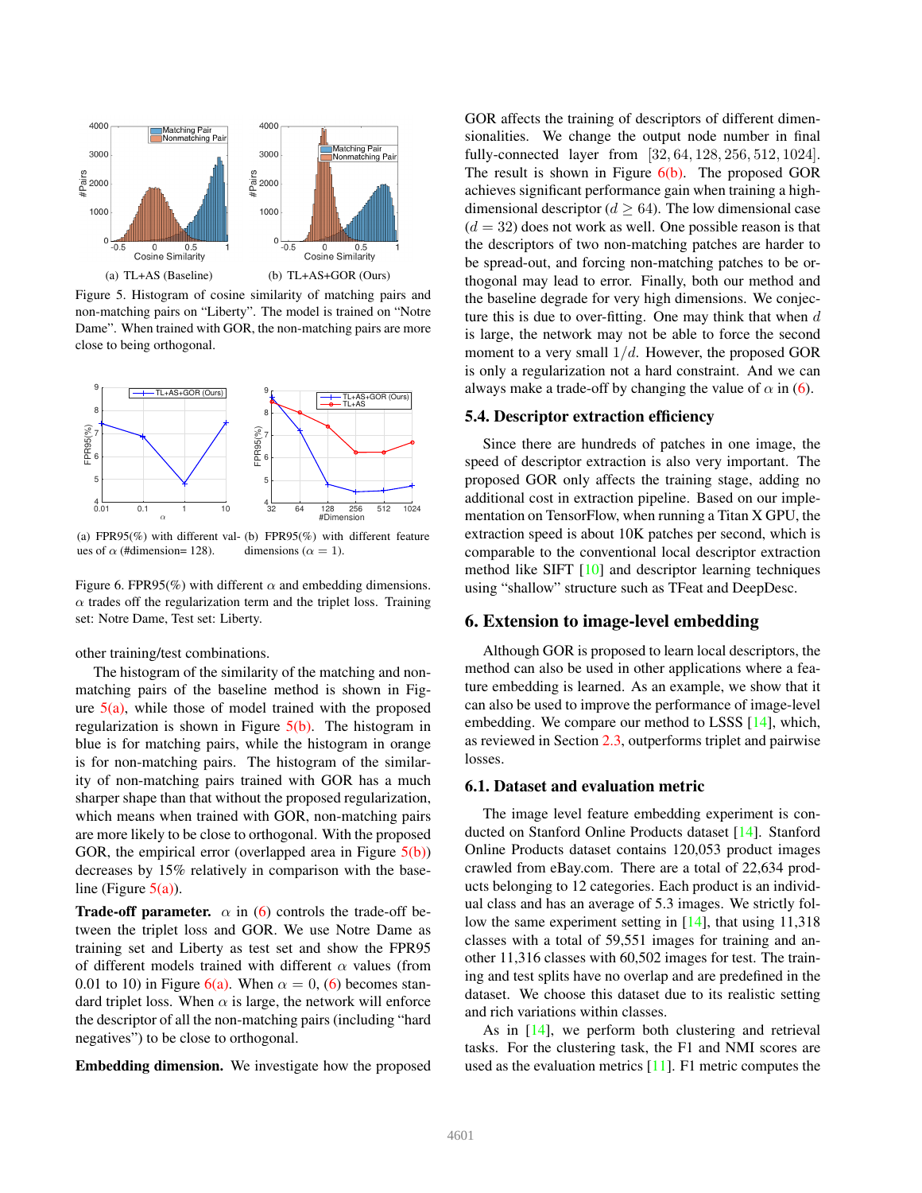Figure 5. Histogram of cosine similarity of matching pairs and non-matching pairs on "Liberty". The model is trained on "Notre Dame". When trained with GOR, the non-matching pairs are more close to being orthogonal.

(a) TL+AS (Baseline)

(b) TL+AS+GOR (Ours)

(a) FPR95(%) with different values of $\alpha$ (#dimension= 128).

(b) FPR95(%) with different feature dimensions ($\alpha = 1$).

Figure 6. FPR95(%) with different $\alpha$ and embedding dimensions. $\alpha$ trades off the regularization term and the triplet loss. Training set: Notre Dame, Test set: Liberty.

other training/test combinations.

The histogram of the similarity of the matching and non-matching pairs of the baseline method is shown in Figure 5(a), while those of model trained with the proposed regularization is shown in Figure 5(b). The histogram in blue is for matching pairs, while the histogram in orange is for non-matching pairs. The histogram of the similarity of non-matching pairs trained with GOR has a much sharper shape than that without the proposed regularization, which means when trained with GOR, non-matching pairs are more likely to be close to orthogonal. With the proposed GOR, the empirical error (overlapped area in Figure 5(b)) decreases by 15% relatively in comparison with the baseline (Figure 5(a)).

**Trade-off parameter.** $\alpha$ in (6) controls the trade-off between the triplet loss and GOR. We use Notre Dame as training set and Liberty as test set and show the FPR95 of different models trained with different $\alpha$ values (from 0.01 to 10) in Figure 6(a). When $\alpha = 0$, (6) becomes standard triplet loss. When $\alpha$ is large, the network will enforce the descriptor of all the non-matching pairs (including "hard negatives") to be close to orthogonal.

**Embedding dimension.** We investigate how the proposed GOR affects the training of descriptors of different dimensionalities. We change the output node number in final fully-connected layer from $[32, 64, 128, 256, 512, 1024]$. The result is shown in Figure 6(b). The proposed GOR achieves significant performance gain when training a high-dimensional descriptor ($d \geq 64$). The low dimensional case ($d = 32$) does not work as well. One possible reason is that the descriptors of two non-matching patches are harder to be spread-out, and forcing non-matching patches to be orthogonal may lead to error. Finally, both our method and the baseline degrade for very high dimensions. We conjecture this is due to over-fitting. One may think that when $d$ is large, the network may not be able to force the second moment to a very small $1/d$. However, the proposed GOR is only a regularization not a hard constraint. And we can always make a trade-off by changing the value of $\alpha$ in (6).

### 5.4. Descriptor extraction efficiency

Since there are hundreds of patches in one image, the speed of descriptor extraction is also very important. The proposed GOR only affects the training stage, adding no additional cost in extraction pipeline. Based on our implementation on TensorFlow, when running a Titan X GPU, the extraction speed is about 10K patches per second, which is comparable to the conventional local descriptor extraction method like SIFT [10] and descriptor learning techniques using "shallow" structure such as TFeat and DeepDesc.

## 6. Extension to image-level embedding

Although GOR is proposed to learn local descriptors, the method can also be used in other applications where a feature embedding is learned. As an example, we show that it can also be used to improve the performance of image-level embedding. We compare our method to LSSS [14], which, as reviewed in Section 2.3, outperforms triplet and pairwise losses.

### 6.1. Dataset and evaluation metric

The image level feature embedding experiment is conducted on Stanford Online Products dataset [14]. Stanford Online Products dataset contains 120,053 product images crawled from eBay.com. There are a total of 22,634 products belonging to 12 categories. Each product is an individual class and has an average of 5.3 images. We strictly follow the same experiment setting in [14], that using 11,318 classes with a total of 59,551 images for training and another 11,316 classes with 60,502 images for test. The training and test splits have no overlap and are predefined in the dataset. We choose this dataset due to its realistic setting and rich variations within classes.

As in [14], we perform both clustering and retrieval tasks. For the clustering task, the F1 and NMI scores are used as the evaluation metrics [11]. F1 metric computes the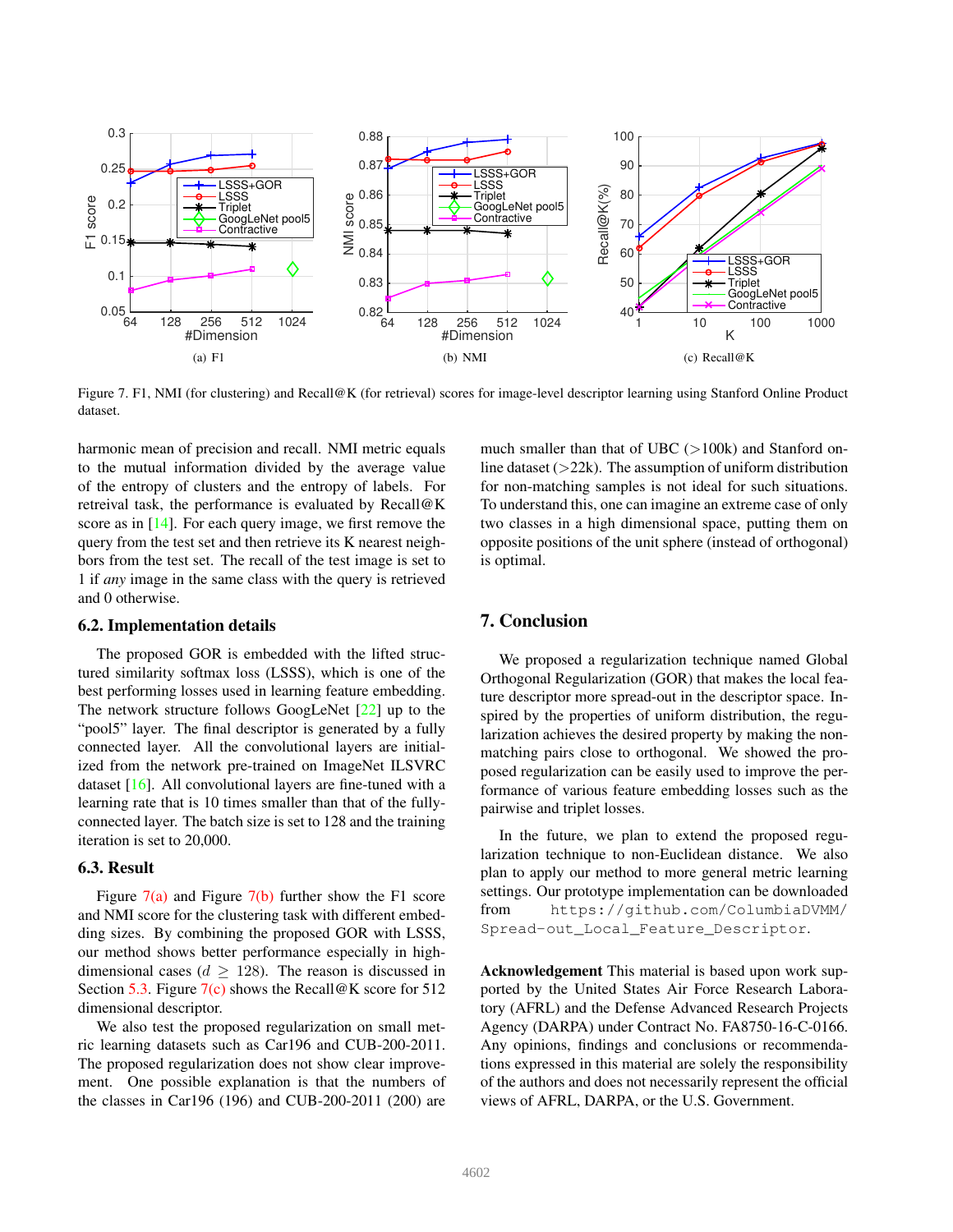(a) F1

(b) NMI

(c) Recall@K

Figure 7. F1, NMI (for clustering) and Recall@K (for retrieval) scores for image-level descriptor learning using Stanford Online Product dataset.

harmonic mean of precision and recall. NMI metric equals to the mutual information divided by the average value of the entropy of clusters and the entropy of labels. For retreival task, the performance is evaluated by Recall@K score as in [14]. For each query image, we first remove the query from the test set and then retrieve its K nearest neighbors from the test set. The recall of the test image is set to 1 if *any* image in the same class with the query is retrieved and 0 otherwise.

### 6.2. Implementation details

The proposed GOR is embedded with the lifted structured similarity softmax loss (LSSS), which is one of the best performing losses used in learning feature embedding. The network structure follows GoogLeNet [22] up to the "pool5" layer. The final descriptor is generated by a fully connected layer. All the convolutional layers are initialized from the network pre-trained on ImageNet ILSVRC dataset [16]. All convolutional layers are fine-tuned with a learning rate that is 10 times smaller than that of the fully-connected layer. The batch size is set to 128 and the training iteration is set to 20,000.

### 6.3. Result

Figure 7(a) and Figure 7(b) further show the F1 score and NMI score for the clustering task with different embedding sizes. By combining the proposed GOR with LSSS, our method shows better performance especially in high-dimensional cases ($d \geq 128$). The reason is discussed in Section 5.3. Figure 7(c) shows the Recall@K score for 512 dimensional descriptor.

We also test the proposed regularization on small metric learning datasets such as Car196 and CUB-200-2011. The proposed regularization does not show clear improvement. One possible explanation is that the numbers of the classes in Car196 (196) and CUB-200-2011 (200) are much smaller than that of UBC (>100k) and Stanford online dataset (>22k). The assumption of uniform distribution for non-matching samples is not ideal for such situations. To understand this, one can imagine an extreme case of only two classes in a high dimensional space, putting them on opposite positions of the unit sphere (instead of orthogonal) is optimal.

## 7. Conclusion

We proposed a regularization technique named Global Orthogonal Regularization (GOR) that makes the local feature descriptor more spread-out in the descriptor space. Inspired by the properties of uniform distribution, the regularization achieves the desired property by making the non-matching pairs close to orthogonal. We showed the proposed regularization can be easily used to improve the performance of various feature embedding losses such as the pairwise and triplet losses.

In the future, we plan to extend the proposed regularization technique to non-Euclidean distance. We also plan to apply our method to more general metric learning settings. Our prototype implementation can be downloaded from `https://github.com/ColumbiaDVMM/Spread-out_Local_Feature_Descriptor`.

**Acknowledgement** This material is based upon work supported by the United States Air Force Research Laboratory (AFRL) and the Defense Advanced Research Projects Agency (DARPA) under Contract No. FA8750-16-C-0166. Any opinions, findings and conclusions or recommendations expressed in this material are solely the responsibility of the authors and does not necessarily represent the official views of AFRL, DARPA, or the U.S. Government.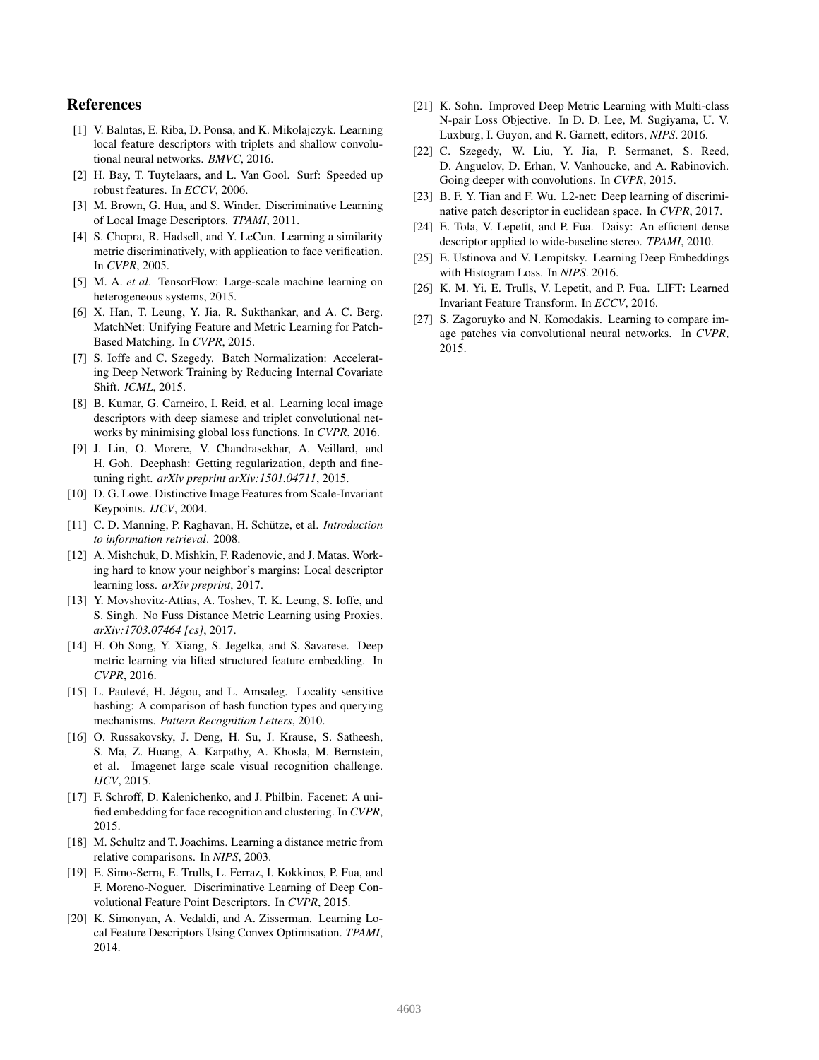## References

[1] V. Balntas, E. Riba, D. Ponsa, and K. Mikolajczyk. Learning local feature descriptors with triplets and shallow convolutional neural networks. *BMVC*, 2016.

[2] H. Bay, T. Tuytelaars, and L. Van Gool. Surf: Speeded up robust features. In *ECCV*, 2006.

[3] M. Brown, G. Hua, and S. Winder. Discriminative Learning of Local Image Descriptors. *TPAMI*, 2011.

[4] S. Chopra, R. Hadsell, and Y. LeCun. Learning a similarity metric discriminatively, with application to face verification. In *CVPR*, 2005.

[5] M. A. *et al*. TensorFlow: Large-scale machine learning on heterogeneous systems, 2015.

[6] X. Han, T. Leung, Y. Jia, R. Sukthankar, and A. C. Berg. MatchNet: Unifying Feature and Metric Learning for Patch-Based Matching. In *CVPR*, 2015.

[7] S. Ioffe and C. Szegedy. Batch Normalization: Accelerating Deep Network Training by Reducing Internal Covariate Shift. *ICML*, 2015.

[8] B. Kumar, G. Carneiro, I. Reid, et al. Learning local image descriptors with deep siamese and triplet convolutional networks by minimising global loss functions. In *CVPR*, 2016.

[9] J. Lin, O. Morere, V. Chandrasekhar, A. Veillard, and H. Goh. Deephash: Getting regularization, depth and fine-tuning right. *arXiv preprint arXiv:1501.04711*, 2015.

[10] D. G. Lowe. Distinctive Image Features from Scale-Invariant Keypoints. *IJCV*, 2004.

[11] C. D. Manning, P. Raghavan, H. Schütze, et al. *Introduction to information retrieval*. 2008.

[12] A. Mishchuk, D. Mishkin, F. Radenovic, and J. Matas. Working hard to know your neighbor's margins: Local descriptor learning loss. *arXiv preprint*, 2017.

[13] Y. Movshovitz-Attias, A. Toshev, T. K. Leung, S. Ioffe, and S. Singh. No Fuss Distance Metric Learning using Proxies. *arXiv:1703.07464 [cs]*, 2017.

[14] H. Oh Song, Y. Xiang, S. Jegelka, and S. Savarese. Deep metric learning via lifted structured feature embedding. In *CVPR*, 2016.

[15] L. Paulevé, H. Jégou, and L. Amsaleg. Locality sensitive hashing: A comparison of hash function types and querying mechanisms. *Pattern Recognition Letters*, 2010.

[16] O. Russakovsky, J. Deng, H. Su, J. Krause, S. Satheesh, S. Ma, Z. Huang, A. Karpathy, A. Khosla, M. Bernstein, et al. Imagenet large scale visual recognition challenge. *IJCV*, 2015.

[17] F. Schroff, D. Kalenichenko, and J. Philbin. Facenet: A unified embedding for face recognition and clustering. In *CVPR*, 2015.

[18] M. Schultz and T. Joachims. Learning a distance metric from relative comparisons. In *NIPS*, 2003.

[19] E. Simo-Serra, E. Trulls, L. Ferraz, I. Kokkinos, P. Fua, and F. Moreno-Noguer. Discriminative Learning of Deep Convolutional Feature Point Descriptors. In *CVPR*, 2015.

[20] K. Simonyan, A. Vedaldi, and A. Zisserman. Learning Local Feature Descriptors Using Convex Optimisation. *TPAMI*, 2014.

[21] K. Sohn. Improved Deep Metric Learning with Multi-class N-pair Loss Objective. In D. D. Lee, M. Sugiyama, U. V. Luxburg, I. Guyon, and R. Garnett, editors, *NIPS*. 2016.

[22] C. Szegedy, W. Liu, Y. Jia, P. Sermanet, S. Reed, D. Anguelov, D. Erhan, V. Vanhoucke, and A. Rabinovich. Going deeper with convolutions. In *CVPR*, 2015.

[23] B. F. Y. Tian and F. Wu. L2-net: Deep learning of discriminative patch descriptor in euclidean space. In *CVPR*, 2017.

[24] E. Tola, V. Lepetit, and P. Fua. Daisy: An efficient dense descriptor applied to wide-baseline stereo. *TPAMI*, 2010.

[25] E. Ustinova and V. Lempitsky. Learning Deep Embeddings with Histogram Loss. In *NIPS*. 2016.

[26] K. M. Yi, E. Trulls, V. Lepetit, and P. Fua. LIFT: Learned Invariant Feature Transform. In *ECCV*, 2016.

[27] S. Zagoruyko and N. Komodakis. Learning to compare image patches via convolutional neural networks. In *CVPR*, 2015.